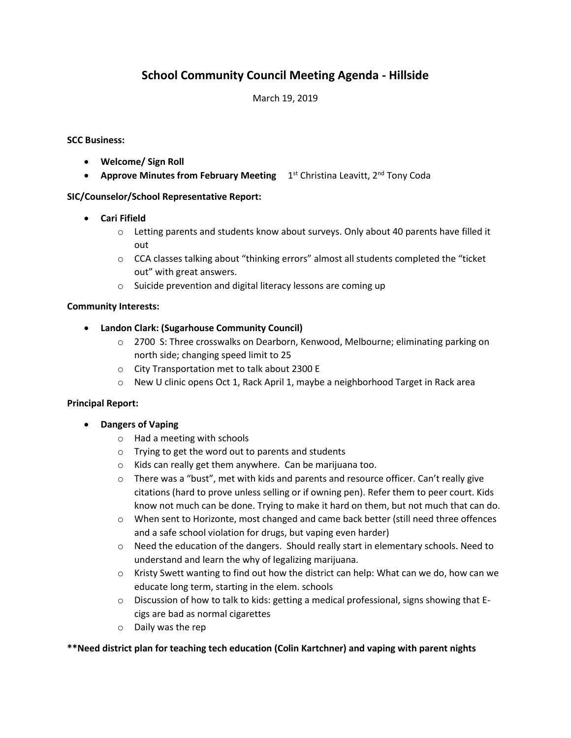# School Community Council Meeting Agenda - Hillside

March 19, 2019

**SCC Business:**

- **Welcome/ Sign Roll**
- **Approve Minutes from February Meeting** 1st Christina Leavitt, 2nd Tony Coda

**SIC/Counselor/School Representative Report:**

- **Cari Fifield**
  - Letting parents and students know about surveys. Only about 40 parents have filled it out
  - CCA classes talking about "thinking errors" almost all students completed the "ticket out" with great answers.
  - Suicide prevention and digital literacy lessons are coming up

**Community Interests:**

- **Landon Clark: (Sugarhouse Community Council)**
  - 2700 S: Three crosswalks on Dearborn, Kenwood, Melbourne; eliminating parking on north side; changing speed limit to 25
  - City Transportation met to talk about 2300 E
  - New U clinic opens Oct 1, Rack April 1, maybe a neighborhood Target in Rack area

**Principal Report:**

- **Dangers of Vaping**
  - Had a meeting with schools
  - Trying to get the word out to parents and students
  - Kids can really get them anywhere. Can be marijuana too.
  - There was a "bust", met with kids and parents and resource officer. Can't really give citations (hard to prove unless selling or if owning pen). Refer them to peer court. Kids know not much can be done. Trying to make it hard on them, but not much that can do.
  - When sent to Horizonte, most changed and came back better (still need three offences and a safe school violation for drugs, but vaping even harder)
  - Need the education of the dangers. Should really start in elementary schools. Need to understand and learn the why of legalizing marijuana.
  - Kristy Swett wanting to find out how the district can help: What can we do, how can we educate long term, starting in the elem. schools
  - Discussion of how to talk to kids: getting a medical professional, signs showing that E-cigs are bad as normal cigarettes
  - Daily was the rep

**\*\*Need district plan for teaching tech education (Colin Kartchner) and vaping with parent nights**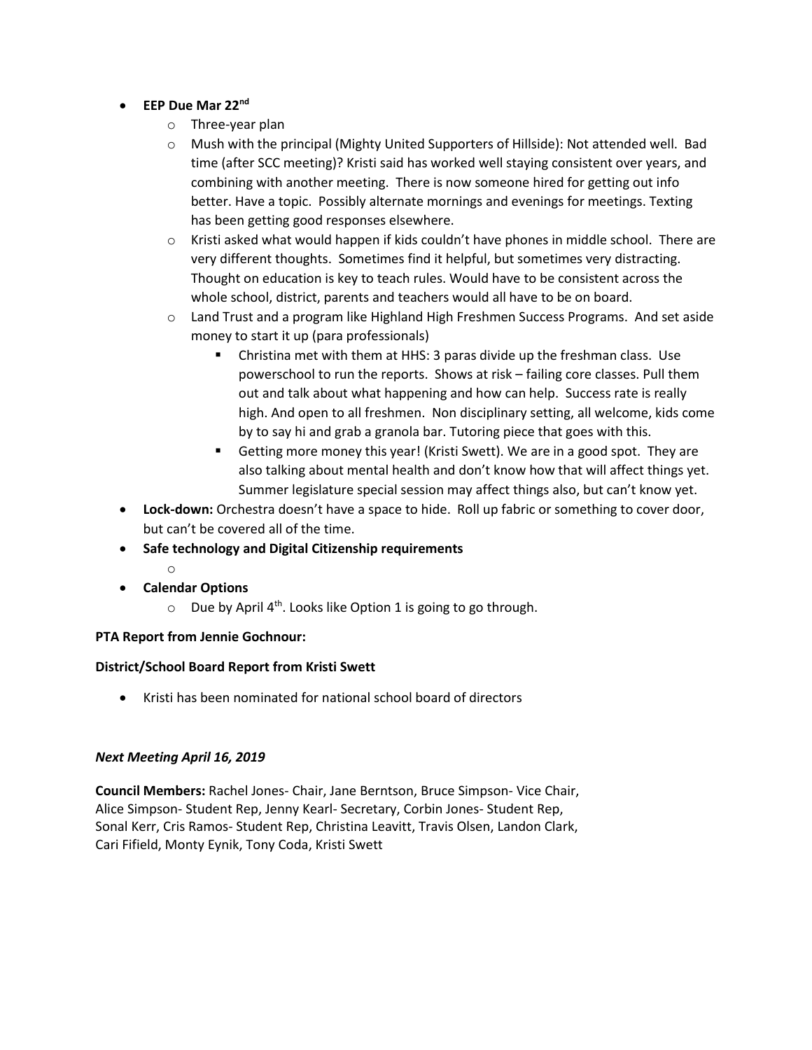- **EEP Due Mar 22nd**
  - Three-year plan
  - Mush with the principal (Mighty United Supporters of Hillside): Not attended well. Bad time (after SCC meeting)? Kristi said has worked well staying consistent over years, and combining with another meeting. There is now someone hired for getting out info better. Have a topic. Possibly alternate mornings and evenings for meetings. Texting has been getting good responses elsewhere.
  - Kristi asked what would happen if kids couldn't have phones in middle school. There are very different thoughts. Sometimes find it helpful, but sometimes very distracting. Thought on education is key to teach rules. Would have to be consistent across the whole school, district, parents and teachers would all have to be on board.
  - Land Trust and a program like Highland High Freshmen Success Programs. And set aside money to start it up (para professionals)
    - Christina met with them at HHS: 3 paras divide up the freshman class. Use powerschool to run the reports. Shows at risk – failing core classes. Pull them out and talk about what happening and how can help. Success rate is really high. And open to all freshmen. Non disciplinary setting, all welcome, kids come by to say hi and grab a granola bar. Tutoring piece that goes with this.
    - Getting more money this year! (Kristi Swett). We are in a good spot. They are also talking about mental health and don't know how that will affect things yet. Summer legislature special session may affect things also, but can't know yet.
- **Lock-down:** Orchestra doesn't have a space to hide. Roll up fabric or something to cover door, but can't be covered all of the time.
- **Safe technology and Digital Citizenship requirements**
  - 
- **Calendar Options**
  - Due by April 4th. Looks like Option 1 is going to go through.

**PTA Report from Jennie Gochnour:**

**District/School Board Report from Kristi Swett**

- Kristi has been nominated for national school board of directors

***Next Meeting April 16, 2019***

**Council Members:** Rachel Jones- Chair, Jane Berntson, Bruce Simpson- Vice Chair, Alice Simpson- Student Rep, Jenny Kearl- Secretary, Corbin Jones- Student Rep, Sonal Kerr, Cris Ramos- Student Rep, Christina Leavitt, Travis Olsen, Landon Clark, Cari Fifield, Monty Eynik, Tony Coda, Kristi Swett